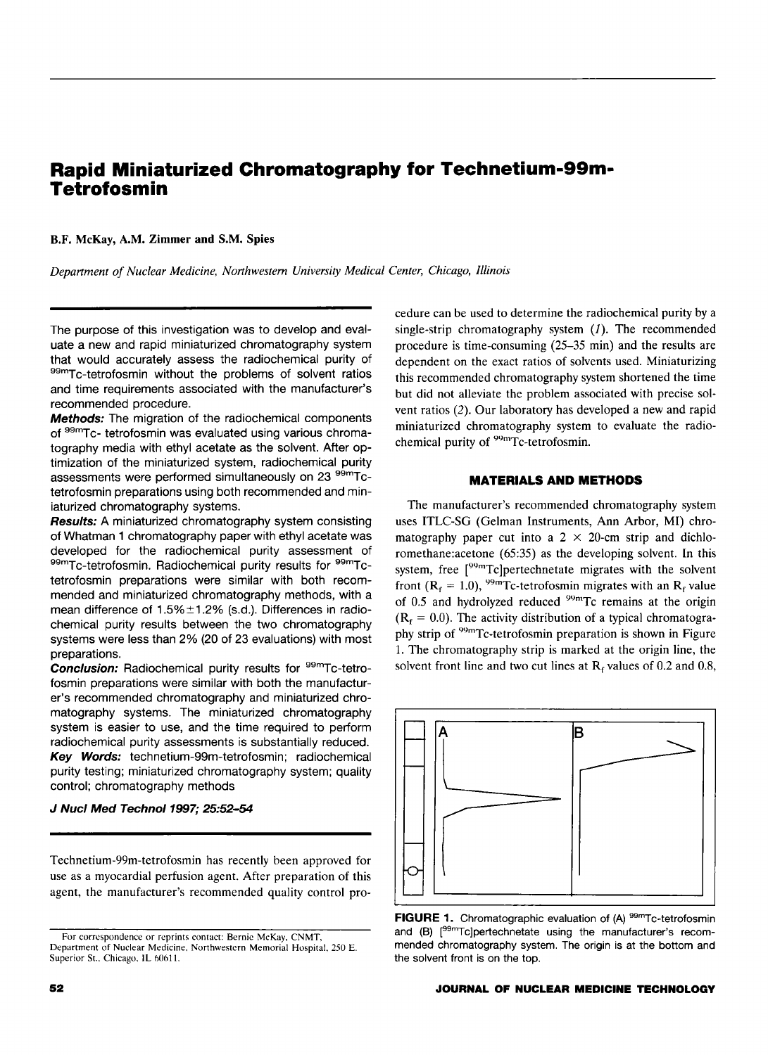# Rapid Miniaturized Chromatography for Technetium-99m-Tetrofosmin

**B.F. McKay, A.M. Zimmer and S.M. Spies**

*Department of Nuclear Medicine, Northwestern University Medical Center, Chicago, Illinois*

The purpose of this investigation was to develop and evaluate a new and rapid miniaturized chromatography system that would accurately assess the radiochemical purity of $^{99m}$Tc-tetrofosmin without the problems of solvent ratios and time requirements associated with the manufacturer's recommended procedure.

***Methods:*** The migration of the radiochemical components of $^{99m}$Tc- tetrofosmin was evaluated using various chromatography media with ethyl acetate as the solvent. After optimization of the miniaturized system, radiochemical purity assessments were performed simultaneously on 23 $^{99m}$Tc-tetrofosmin preparations using both recommended and miniaturized chromatography systems.

***Results:*** A miniaturized chromatography system consisting of Whatman 1 chromatography paper with ethyl acetate was developed for the radiochemical purity assessment of $^{99m}$Tc-tetrofosmin. Radiochemical purity results for $^{99m}$Tc-tetrofosmin preparations were similar with both recommended and miniaturized chromatography methods, with a mean difference of 1.5%±1.2% (s.d.). Differences in radiochemical purity results between the two chromatography systems were less than 2% (20 of 23 evaluations) with most preparations.

***Conclusion:*** Radiochemical purity results for $^{99m}$Tc-tetrofosmin preparations were similar with both the manufacturer's recommended chromatography and miniaturized chromatography systems. The miniaturized chromatography system is easier to use, and the time required to perform radiochemical purity assessments is substantially reduced.

***Key Words:*** technetium-99m-tetrofosmin; radiochemical purity testing; miniaturized chromatography system; quality control; chromatography methods

***J Nucl Med Technol 1997; 25:52–54***

Technetium-99m-tetrofosmin has recently been approved for use as a myocardial perfusion agent. After preparation of this agent, the manufacturer's recommended quality control procedure can be used to determine the radiochemical purity by a single-strip chromatography system (*1*). The recommended procedure is time-consuming (25–35 min) and the results are dependent on the exact ratios of solvents used. Miniaturizing this recommended chromatography system shortened the time but did not alleviate the problem associated with precise solvent ratios (*2*). Our laboratory has developed a new and rapid miniaturized chromatography system to evaluate the radiochemical purity of $^{99m}$Tc-tetrofosmin.

## MATERIALS AND METHODS

The manufacturer's recommended chromatography system uses ITLC-SG (Gelman Instruments, Ann Arbor, MI) chromatography paper cut into a 2 × 20-cm strip and dichloromethane:acetone (65:35) as the developing solvent. In this system, free [$^{99m}$Tc]pertechnetate migrates with the solvent front ($R_f$ = 1.0), $^{99m}$Tc-tetrofosmin migrates with an $R_f$ value of 0.5 and hydrolyzed reduced $^{99m}$Tc remains at the origin ($R_f$ = 0.0). The activity distribution of a typical chromatography strip of $^{99m}$Tc-tetrofosmin preparation is shown in Figure 1. The chromatography strip is marked at the origin line, the solvent front line and two cut lines at $R_f$ values of 0.2 and 0.8,

**FIGURE 1.** Chromatographic evaluation of (A) $^{99m}$Tc-tetrofosmin and (B) [$^{99m}$Tc]pertechnetate using the manufacturer's recommended chromatography system. The origin is at the bottom and the solvent front is on the top.

For correspondence or reprints contact: Bernie McKay, CNMT, Department of Nuclear Medicine, Northwestern Memorial Hospital, 250 E. Superior St., Chicago, IL 60611.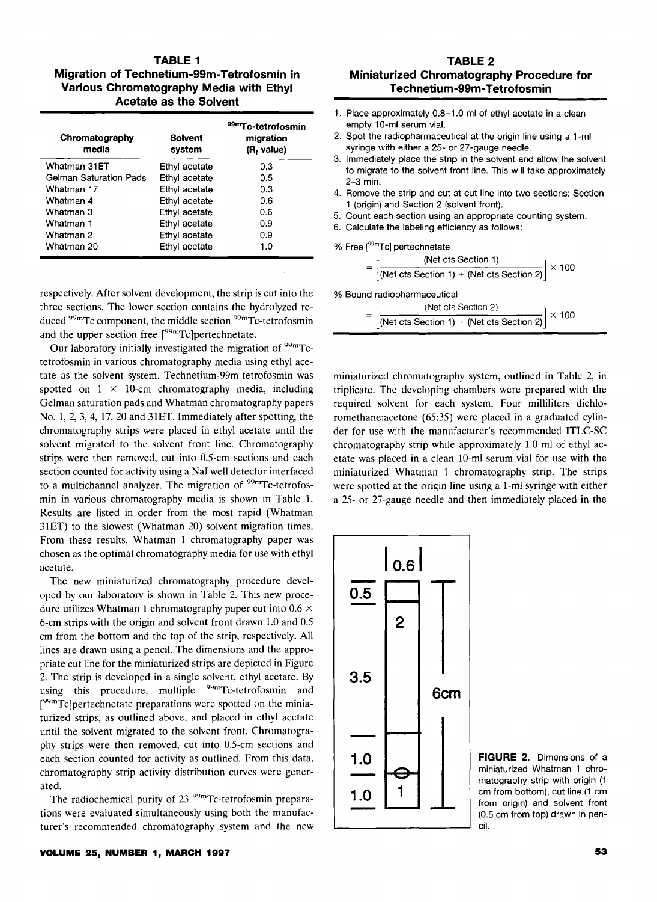**TABLE 1**
**Migration of Technetium-99m-Tetrofosmin in Various Chromatography Media with Ethyl Acetate as the Solvent**

| Chromatography media | Solvent system | $^{99m}$Tc-tetrofosmin migration ($R_f$ value) |
|---|---|---|
| Whatman 31ET | Ethyl acetate | 0.3 |
| Gelman Saturation Pads | Ethyl acetate | 0.5 |
| Whatman 17 | Ethyl acetate | 0.3 |
| Whatman 4 | Ethyl acetate | 0.6 |
| Whatman 3 | Ethyl acetate | 0.6 |
| Whatman 1 | Ethyl acetate | 0.9 |
| Whatman 2 | Ethyl acetate | 0.9 |
| Whatman 20 | Ethyl acetate | 1.0 |

respectively. After solvent development, the strip is cut into the three sections. The lower section contains the hydrolyzed reduced $^{99m}$Tc component, the middle section $^{99m}$Tc-tetrofosmin and the upper section free [$^{99m}$Tc]pertechnetate.

Our laboratory initially investigated the migration of $^{99m}$Tc-tetrofosmin in various chromatography media using ethyl acetate as the solvent system. Technetium-99m-tetrofosmin was spotted on 1 × 10-cm chromatography media, including Gelman saturation pads and Whatman chromatography papers No. 1, 2, 3, 4, 17, 20 and 31ET. Immediately after spotting, the chromatography strips were placed in ethyl acetate until the solvent migrated to the solvent front line. Chromatography strips were then removed, cut into 0.5-cm sections and each section counted for activity using a NaI well detector interfaced to a multichannel analyzer. The migration of $^{99m}$Tc-tetrofosmin in various chromatography media is shown in Table 1. Results are listed in order from the most rapid (Whatman 31ET) to the slowest (Whatman 20) solvent migration times. From these results, Whatman 1 chromatography paper was chosen as the optimal chromatography media for use with ethyl acetate.

The new miniaturized chromatography procedure developed by our laboratory is shown in Table 2. This new procedure utilizes Whatman 1 chromatography paper cut into 0.6 × 6-cm strips with the origin and solvent front drawn 1.0 and 0.5 cm from the bottom and the top of the strip, respectively. All lines are drawn using a pencil. The dimensions and the appropriate cut line for the miniaturized strips are depicted in Figure 2. The strip is developed in a single solvent, ethyl acetate. By using this procedure, multiple $^{99m}$Tc-tetrofosmin and [$^{99m}$Tc]pertechnetate preparations were spotted on the miniaturized strips, as outlined above, and placed in ethyl acetate until the solvent migrated to the solvent front. Chromatography strips were then removed, cut into 0.5-cm sections and each section counted for activity as outlined. From this data, chromatography strip activity distribution curves were generated.

The radiochemical purity of 23 $^{99m}$Tc-tetrofosmin preparations were evaluated simultaneously using both the manufacturer's recommended chromatography system and the new

**TABLE 2**
**Miniaturized Chromatography Procedure for Technetium-99m-Tetrofosmin**

1. Place approximately 0.8–1.0 ml of ethyl acetate in a clean empty 10-ml serum vial.
2. Spot the radiopharmaceutical at the origin line using a 1-ml syringe with either a 25- or 27-gauge needle.
3. Immediately place the strip in the solvent and allow the solvent to migrate to the solvent front line. This will take approximately 2–3 min.
4. Remove the strip and cut at cut line into two sections: Section 1 (origin) and Section 2 (solvent front).
5. Count each section using an appropriate counting system.
6. Calculate the labeling efficiency as follows:

% Free [$^{99m}$Tc] pertechnetate

$$= \left[\frac{\text{(Net cts Section 1)}}{\text{(Net cts Section 1)} + \text{(Net cts Section 2)}}\right] \times 100$$

% Bound radiopharmaceutical

$$= \left[\frac{\text{(Net cts Section 2)}}{\text{(Net cts Section 1)} + \text{(Net cts Section 2)}}\right] \times 100$$

miniaturized chromatography system, outlined in Table 2, in triplicate. The developing chambers were prepared with the required solvent for each system. Four milliliters dichloromethane:acetone (65:35) were placed in a graduated cylinder for use with the manufacturer's recommended ITLC-SC chromatography strip while approximately 1.0 ml of ethyl acetate was placed in a clean 10-ml serum vial for use with the miniaturized Whatman 1 chromatography strip. The strips were spotted at the origin line using a 1-ml syringe with either a 25- or 27-gauge needle and then immediately placed in the

**FIGURE 2.** Dimensions of a miniaturized Whatman 1 chromatography strip with origin (1 cm from bottom), cut line (1 cm from origin) and solvent front (0.5 cm from top) drawn in pencil.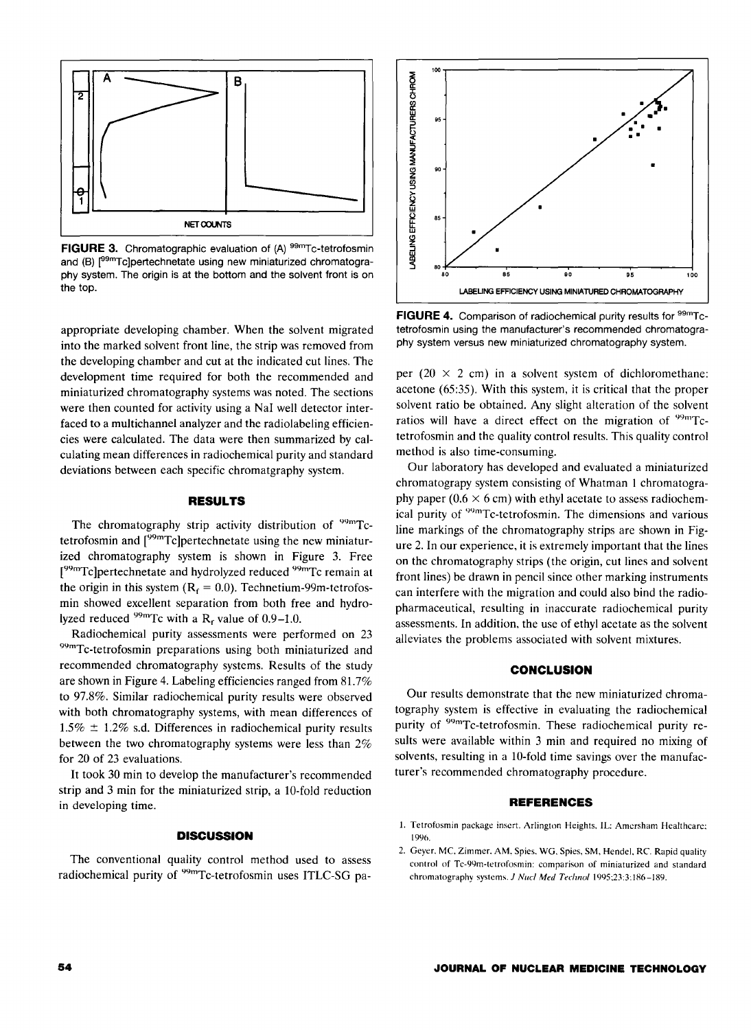A

B

2

1

NET COUNTS

**FIGURE 3.** Chromatographic evaluation of (A) $^{99m}$Tc-tetrofosmin and (B) [$^{99m}$Tc]pertechnetate using new miniaturized chromatography system. The origin is at the bottom and the solvent front is on the top.

100

95

90

85

80

80 85 90 95 100

LABELING EFFICIENCY USING MANUFACTURERS CHROM

LABELING EFFICIENCY USING MINIATURED CHROMATOGRAPHY

**FIGURE 4.** Comparison of radiochemical purity results for $^{99m}$Tc-tetrofosmin using the manufacturer's recommended chromatography system versus new miniaturized chromatography system.

appropriate developing chamber. When the solvent migrated into the marked solvent front line, the strip was removed from the developing chamber and cut at the indicated cut lines. The development time required for both the recommended and miniaturized chromatography systems was noted. The sections were then counted for activity using a NaI well detector interfaced to a multichannel analyzer and the radiolabeling efficiencies were calculated. The data were then summarized by calculating mean differences in radiochemical purity and standard deviations between each specific chromatgraphy system.

## RESULTS

The chromatography strip activity distribution of $^{99m}$Tc-tetrofosmin and [$^{99m}$Tc]pertechnetate using the new miniaturized chromatography system is shown in Figure 3. Free [$^{99m}$Tc]pertechnetate and hydrolyzed reduced $^{99m}$Tc remain at the origin in this system ($R_f$ = 0.0). Technetium-99m-tetrofosmin showed excellent separation from both free and hydrolyzed reduced $^{99m}$Tc with a $R_f$ value of 0.9–1.0.

Radiochemical purity assessments were performed on 23 $^{99m}$Tc-tetrofosmin preparations using both miniaturized and recommended chromatography systems. Results of the study are shown in Figure 4. Labeling efficiencies ranged from 81.7% to 97.8%. Similar radiochemical purity results were observed with both chromatography systems, with mean differences of 1.5% ± 1.2% s.d. Differences in radiochemical purity results between the two chromatography systems were less than 2% for 20 of 23 evaluations.

It took 30 min to develop the manufacturer's recommended strip and 3 min for the miniaturized strip, a 10-fold reduction in developing time.

## DISCUSSION

The conventional quality control method used to assess radiochemical purity of $^{99m}$Tc-tetrofosmin uses ITLC-SG paper (20 × 2 cm) in a solvent system of dichloromethane: acetone (65:35). With this system, it is critical that the proper solvent ratio be obtained. Any slight alteration of the solvent ratios will have a direct effect on the migration of $^{99m}$Tc-tetrofosmin and the quality control results. This quality control method is also time-consuming.

Our laboratory has developed and evaluated a miniaturized chromatograpy system consisting of Whatman 1 chromatography paper (0.6 × 6 cm) with ethyl acetate to assess radiochemical purity of $^{99m}$Tc-tetrofosmin. The dimensions and various line markings of the chromatography strips are shown in Figure 2. In our experience, it is extremely important that the lines on the chromatography strips (the origin, cut lines and solvent front lines) be drawn in pencil since other marking instruments can interfere with the migration and could also bind the radiopharmaceutical, resulting in inaccurate radiochemical purity assessments. In addition, the use of ethyl acetate as the solvent alleviates the problems associated with solvent mixtures.

## CONCLUSION

Our results demonstrate that the new miniaturized chromatography system is effective in evaluating the radiochemical purity of $^{99m}$Tc-tetrofosmin. These radiochemical purity results were available within 3 min and required no mixing of solvents, resulting in a 10-fold time savings over the manufacturer's recommended chromatography procedure.

## REFERENCES

1. Tetrofosmin package insert. Arlington Heights, IL: Amersham Healthcare; 1996.
2. Geyer, MC, Zimmer, AM, Spies, WG, Spies, SM, Hendel, RC. Rapid quality control of Tc-99m-tetrofosmin: comparison of miniaturized and standard chromatography systems. *J Nucl Med Technol* 1995;23:3:186–189.